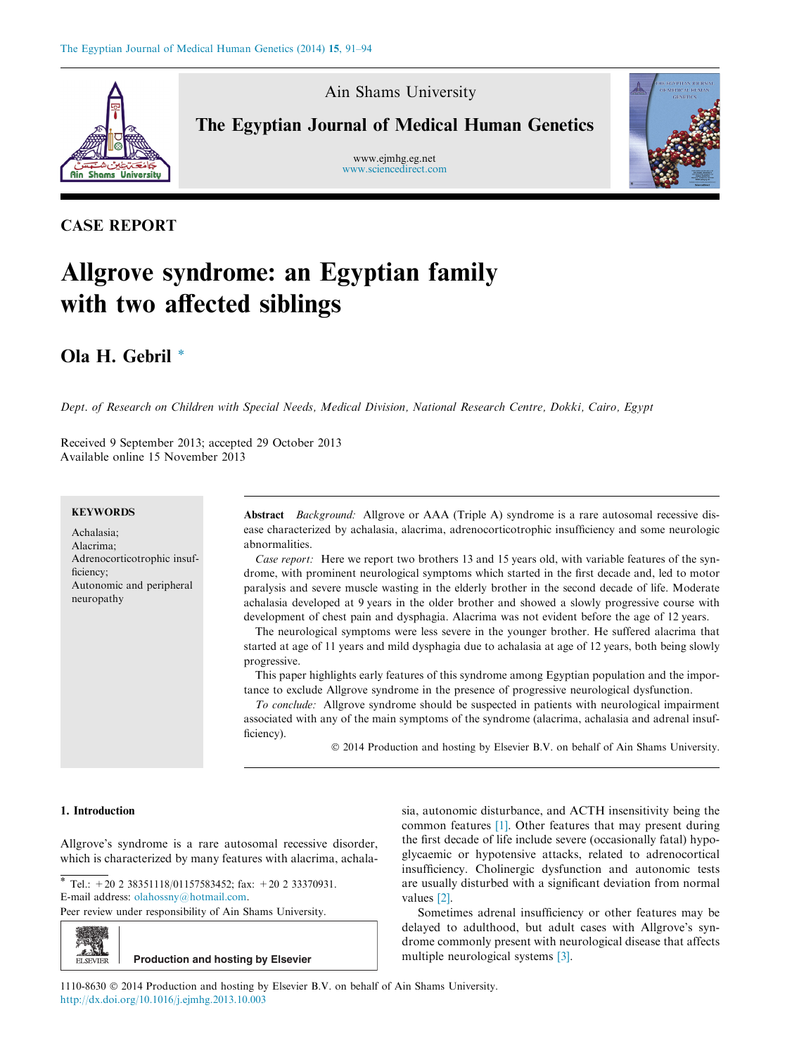Ain Shams University

The Egyptian Journal of Medical Human Genetics

www.ejmhg.eg.net
www.sciencedirect.com

CASE REPORT

# Allgrove syndrome: an Egyptian family with two affected siblings

Ola H. Gebril *

*Dept. of Research on Children with Special Needs, Medical Division, National Research Centre, Dokki, Cairo, Egypt*

Received 9 September 2013; accepted 29 October 2013
Available online 15 November 2013

**KEYWORDS**

Achalasia;
Alacrima;
Adrenocorticotrophic insufficiency;
Autonomic and peripheral neuropathy

**Abstract** *Background:* Allgrove or AAA (Triple A) syndrome is a rare autosomal recessive disease characterized by achalasia, alacrima, adrenocorticotrophic insufficiency and some neurologic abnormalities.

*Case report:* Here we report two brothers 13 and 15 years old, with variable features of the syndrome, with prominent neurological symptoms which started in the first decade and, led to motor paralysis and severe muscle wasting in the elderly brother in the second decade of life. Moderate achalasia developed at 9 years in the older brother and showed a slowly progressive course with development of chest pain and dysphagia. Alacrima was not evident before the age of 12 years.

The neurological symptoms were less severe in the younger brother. He suffered alacrima that started at age of 11 years and mild dysphagia due to achalasia at age of 12 years, both being slowly progressive.

This paper highlights early features of this syndrome among Egyptian population and the importance to exclude Allgrove syndrome in the presence of progressive neurological dysfunction.

*To conclude:* Allgrove syndrome should be suspected in patients with neurological impairment associated with any of the main symptoms of the syndrome (alacrima, achalasia and adrenal insufficiency).

© 2014 Production and hosting by Elsevier B.V. on behalf of Ain Shams University.

## 1. Introduction

Allgrove's syndrome is a rare autosomal recessive disorder, which is characterized by many features with alacrima, achalasia, autonomic disturbance, and ACTH insensitivity being the common features [1]. Other features that may present during the first decade of life include severe (occasionally fatal) hypoglycaemic or hypotensive attacks, related to adrenocortical insufficiency. Cholinergic dysfunction and autonomic tests are usually disturbed with a significant deviation from normal values [2].

Sometimes adrenal insufficiency or other features may be delayed to adulthood, but adult cases with Allgrove's syndrome commonly present with neurological disease that affects multiple neurological systems [3].

* Tel.: +20 2 38351118/01157583452; fax: +20 2 33370931.
E-mail address: olahossny@hotmail.com.

Peer review under responsibility of Ain Shams University.

Production and hosting by Elsevier

1110-8630 © 2014 Production and hosting by Elsevier B.V. on behalf of Ain Shams University.
http://dx.doi.org/10.1016/j.ejmhg.2013.10.003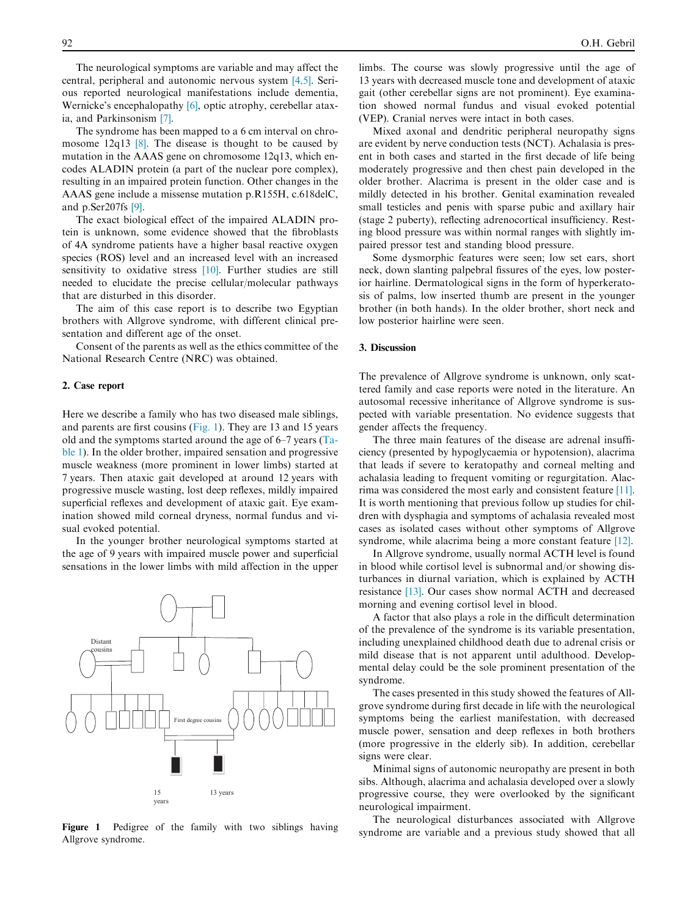The neurological symptoms are variable and may affect the central, peripheral and autonomic nervous system [4,5]. Serious reported neurological manifestations include dementia, Wernicke's encephalopathy [6], optic atrophy, cerebellar ataxia, and Parkinsonism [7].

The syndrome has been mapped to a 6 cm interval on chromosome 12q13 [8]. The disease is thought to be caused by mutation in the AAAS gene on chromosome 12q13, which encodes ALADIN protein (a part of the nuclear pore complex), resulting in an impaired protein function. Other changes in the AAAS gene include a missense mutation p.R155H, c.618delC, and p.Ser207fs [9].

The exact biological effect of the impaired ALADIN protein is unknown, some evidence showed that the fibroblasts of 4A syndrome patients have a higher basal reactive oxygen species (ROS) level and an increased level with an increased sensitivity to oxidative stress [10]. Further studies are still needed to elucidate the precise cellular/molecular pathways that are disturbed in this disorder.

The aim of this case report is to describe two Egyptian brothers with Allgrove syndrome, with different clinical presentation and different age of the onset.

Consent of the parents as well as the ethics committee of the National Research Centre (NRC) was obtained.

## 2. Case report

Here we describe a family who has two diseased male siblings, and parents are first cousins (Fig. 1). They are 13 and 15 years old and the symptoms started around the age of 6–7 years (Table 1). In the older brother, impaired sensation and progressive muscle weakness (more prominent in lower limbs) started at 7 years. Then ataxic gait developed at around 12 years with progressive muscle wasting, lost deep reflexes, mildly impaired superficial reflexes and development of ataxic gait. Eye examination showed mild corneal dryness, normal fundus and visual evoked potential.

In the younger brother neurological symptoms started at the age of 9 years with impaired muscle power and superficial sensations in the lower limbs with mild affection in the upper limbs. The course was slowly progressive until the age of 13 years with decreased muscle tone and development of ataxic gait (other cerebellar signs are not prominent). Eye examination showed normal fundus and visual evoked potential (VEP). Cranial nerves were intact in both cases.

Mixed axonal and dendritic peripheral neuropathy signs are evident by nerve conduction tests (NCT). Achalasia is present in both cases and started in the first decade of life being moderately progressive and then chest pain developed in the older brother. Alacrima is present in the older case and is mildly detected in his brother. Genital examination revealed small testicles and penis with sparse pubic and axillary hair (stage 2 puberty), reflecting adrenocortical insufficiency. Resting blood pressure was within normal ranges with slightly impaired pressor test and standing blood pressure.

Some dysmorphic features were seen; low set ears, short neck, down slanting palpebral fissures of the eyes, low posterior hairline. Dermatological signs in the form of hyperkeratosis of palms, low inserted thumb are present in the younger brother (in both hands). In the older brother, short neck and low posterior hairline were seen.

Distant cousins

First degree cousins

15 years

13 years

**Figure 1** Pedigree of the family with two siblings having Allgrove syndrome.

## 3. Discussion

The prevalence of Allgrove syndrome is unknown, only scattered family and case reports were noted in the literature. An autosomal recessive inheritance of Allgrove syndrome is suspected with variable presentation. No evidence suggests that gender affects the frequency.

The three main features of the disease are adrenal insufficiency (presented by hypoglycaemia or hypotension), alacrima that leads if severe to keratopathy and corneal melting and achalasia leading to frequent vomiting or regurgitation. Alacrima was considered the most early and consistent feature [11]. It is worth mentioning that previous follow up studies for children with dysphagia and symptoms of achalasia revealed most cases as isolated cases without other symptoms of Allgrove syndrome, while alacrima being a more constant feature [12].

In Allgrove syndrome, usually normal ACTH level is found in blood while cortisol level is subnormal and/or showing disturbances in diurnal variation, which is explained by ACTH resistance [13]. Our cases show normal ACTH and decreased morning and evening cortisol level in blood.

A factor that also plays a role in the difficult determination of the prevalence of the syndrome is its variable presentation, including unexplained childhood death due to adrenal crisis or mild disease that is not apparent until adulthood. Developmental delay could be the sole prominent presentation of the syndrome.

The cases presented in this study showed the features of Allgrove syndrome during first decade in life with the neurological symptoms being the earliest manifestation, with decreased muscle power, sensation and deep reflexes in both brothers (more progressive in the elderly sib). In addition, cerebellar signs were clear.

Minimal signs of autonomic neuropathy are present in both sibs. Although, alacrima and achalasia developed over a slowly progressive course, they were overlooked by the significant neurological impairment.

The neurological disturbances associated with Allgrove syndrome are variable and a previous study showed that all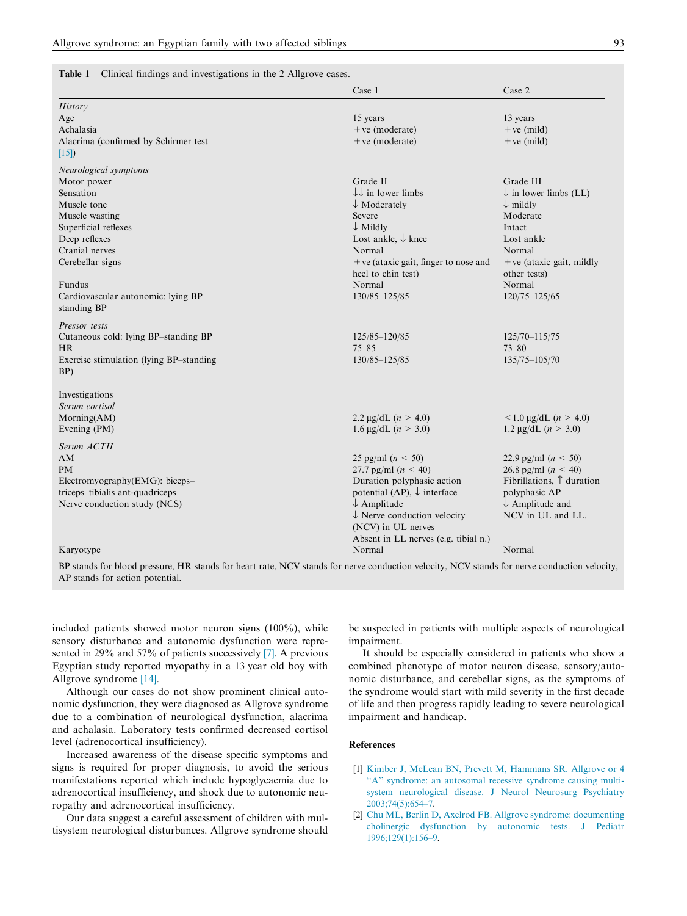**Table 1** Clinical findings and investigations in the 2 Allgrove cases.

| | Case 1 | Case 2 |
|---|---|---|
| *History* | | |
| Age | 15 years | 13 years |
| Achalasia | +ve (moderate) | +ve (mild) |
| Alacrima (confirmed by Schirmer test [15]) | +ve (moderate) | +ve (mild) |
| *Neurological symptoms* | | |
| Motor power | Grade II | Grade III |
| Sensation | ↓↓ in lower limbs | ↓ in lower limbs (LL) |
| Muscle tone | ↓ Moderately | ↓ mildly |
| Muscle wasting | Severe | Moderate |
| Superficial reflexes | ↓ Mildly | Intact |
| Deep reflexes | Lost ankle, ↓ knee | Lost ankle |
| Cranial nerves | Normal | Normal |
| Cerebellar signs | +ve (ataxic gait, finger to nose and heel to chin test) | +ve (ataxic gait, mildly other tests) |
| Fundus | Normal | Normal |
| Cardiovascular autonomic: lying BP–standing BP | 130/85–125/85 | 120/75–125/65 |
| *Pressor tests* | | |
| Cutaneous cold: lying BP–standing BP | 125/85–120/85 | 125/70–115/75 |
| HR | 75–85 | 73–80 |
| Exercise stimulation (lying BP–standing BP) | 130/85–125/85 | 135/75–105/70 |
| Investigations | | |
| *Serum cortisol* | | |
| Morning(AM) | 2.2 μg/dL ($n > 4.0$) | <1.0 μg/dL ($n > 4.0$) |
| Evening (PM) | 1.6 μg/dL ($n > 3.0$) | 1.2 μg/dL ($n > 3.0$) |
| *Serum ACTH* | | |
| AM | 25 pg/ml ($n < 50$) | 22.9 pg/ml ($n < 50$) |
| PM | 27.7 pg/ml ($n < 40$) | 26.8 pg/ml ($n < 40$) |
| Electromyography(EMG): biceps–triceps–tibialis ant-quadriceps | Duration polyphasic action potential (AP), ↓ interface | Fibrillations, ↑ duration polyphasic AP |
| Nerve conduction study (NCS) | ↓ Amplitude<br>↓ Nerve conduction velocity (NCV) in UL nerves<br>Absent in LL nerves (e.g. tibial n.) | ↓ Amplitude and NCV in UL and LL. |
| Karyotype | Normal | Normal |

BP stands for blood pressure, HR stands for heart rate, NCV stands for nerve conduction velocity, NCV stands for nerve conduction velocity, AP stands for action potential.

included patients showed motor neuron signs (100%), while sensory disturbance and autonomic dysfunction were represented in 29% and 57% of patients successively [7]. A previous Egyptian study reported myopathy in a 13 year old boy with Allgrove syndrome [14].

Although our cases do not show prominent clinical autonomic dysfunction, they were diagnosed as Allgrove syndrome due to a combination of neurological dysfunction, alacrima and achalasia. Laboratory tests confirmed decreased cortisol level (adrenocortical insufficiency).

Increased awareness of the disease specific symptoms and signs is required for proper diagnosis, to avoid the serious manifestations reported which include hypoglycaemia due to adrenocortical insufficiency, and shock due to autonomic neuropathy and adrenocortical insufficiency.

Our data suggest a careful assessment of children with multisystem neurological disturbances. Allgrove syndrome should be suspected in patients with multiple aspects of neurological impairment.

It should be especially considered in patients who show a combined phenotype of motor neuron disease, sensory/autonomic disturbance, and cerebellar signs, as the symptoms of the syndrome would start with mild severity in the first decade of life and then progress rapidly leading to severe neurological impairment and handicap.

## References

[1] Kimber J, McLean BN, Prevett M, Hammans SR. Allgrove or 4 "A" syndrome: an autosomal recessive syndrome causing multisystem neurological disease. J Neurol Neurosurg Psychiatry 2003;74(5):654–7.

[2] Chu ML, Berlin D, Axelrod FB. Allgrove syndrome: documenting cholinergic dysfunction by autonomic tests. J Pediatr 1996;129(1):156–9.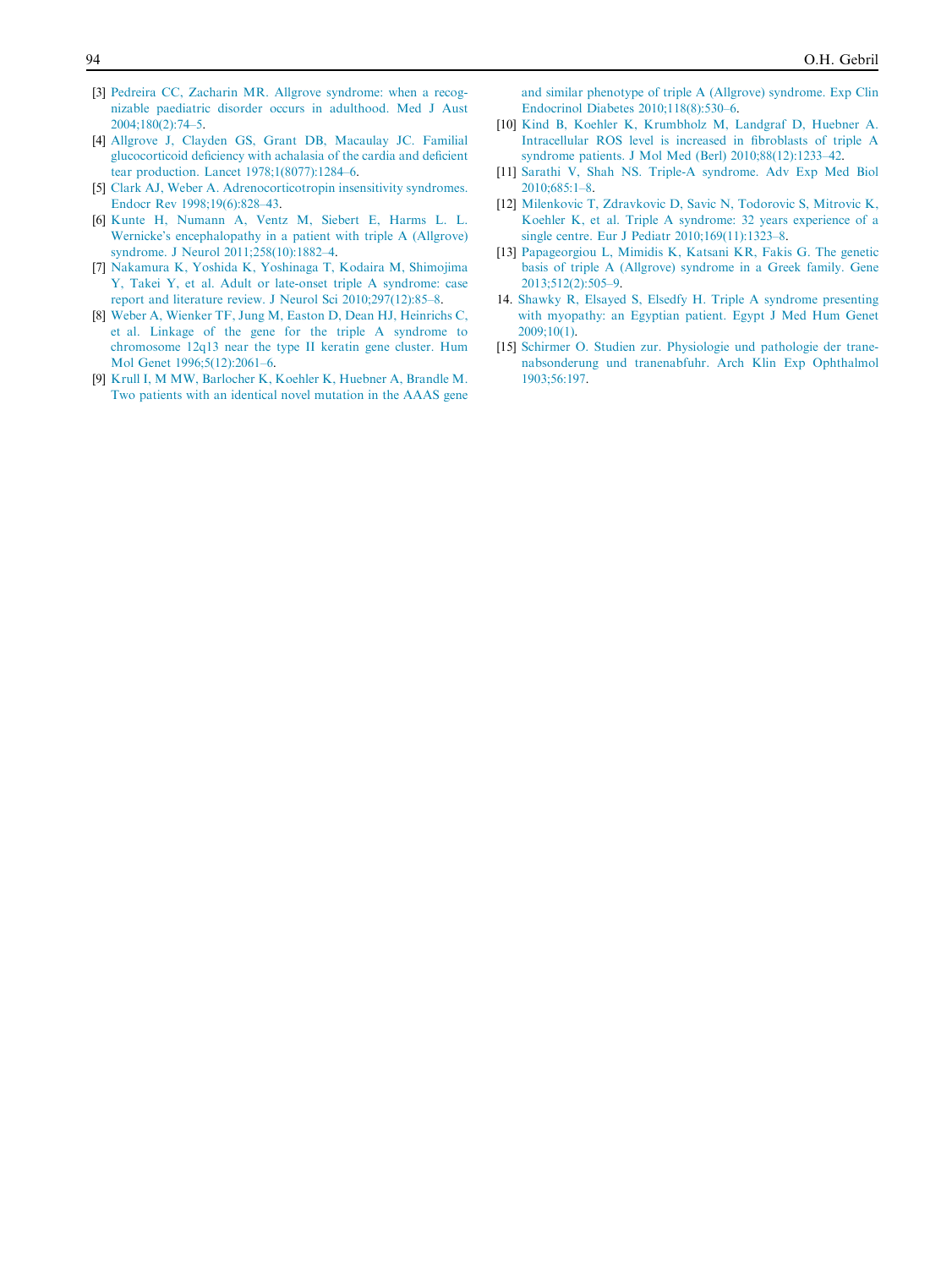[3] Pedreira CC, Zacharin MR. Allgrove syndrome: when a recognizable paediatric disorder occurs in adulthood. Med J Aust 2004;180(2):74–5.

[4] Allgrove J, Clayden GS, Grant DB, Macaulay JC. Familial glucocorticoid deficiency with achalasia of the cardia and deficient tear production. Lancet 1978;1(8077):1284–6.

[5] Clark AJ, Weber A. Adrenocorticotropin insensitivity syndromes. Endocr Rev 1998;19(6):828–43.

[6] Kunte H, Numann A, Ventz M, Siebert E, Harms L. L. Wernicke's encephalopathy in a patient with triple A (Allgrove) syndrome. J Neurol 2011;258(10):1882–4.

[7] Nakamura K, Yoshida K, Yoshinaga T, Kodaira M, Shimojima Y, Takei Y, et al. Adult or late-onset triple A syndrome: case report and literature review. J Neurol Sci 2010;297(12):85–8.

[8] Weber A, Wienker TF, Jung M, Easton D, Dean HJ, Heinrichs C, et al. Linkage of the gene for the triple A syndrome to chromosome 12q13 near the type II keratin gene cluster. Hum Mol Genet 1996;5(12):2061–6.

[9] Krull I, M MW, Barlocher K, Koehler K, Huebner A, Brandle M. Two patients with an identical novel mutation in the AAAS gene and similar phenotype of triple A (Allgrove) syndrome. Exp Clin Endocrinol Diabetes 2010;118(8):530–6.

[10] Kind B, Koehler K, Krumbholz M, Landgraf D, Huebner A. Intracellular ROS level is increased in fibroblasts of triple A syndrome patients. J Mol Med (Berl) 2010;88(12):1233–42.

[11] Sarathi V, Shah NS. Triple-A syndrome. Adv Exp Med Biol 2010;685:1–8.

[12] Milenkovic T, Zdravkovic D, Savic N, Todorovic S, Mitrovic K, Koehler K, et al. Triple A syndrome: 32 years experience of a single centre. Eur J Pediatr 2010;169(11):1323–8.

[13] Papageorgiou L, Mimidis K, Katsani KR, Fakis G. The genetic basis of triple A (Allgrove) syndrome in a Greek family. Gene 2013;512(2):505–9.

14. Shawky R, Elsayed S, Elsedfy H. Triple A syndrome presenting with myopathy: an Egyptian patient. Egypt J Med Hum Genet 2009;10(1).

[15] Schirmer O. Studien zur. Physiologie und pathologie der tranenabsonderung und tranenabfuhr. Arch Klin Exp Ophthalmol 1903;56:197.